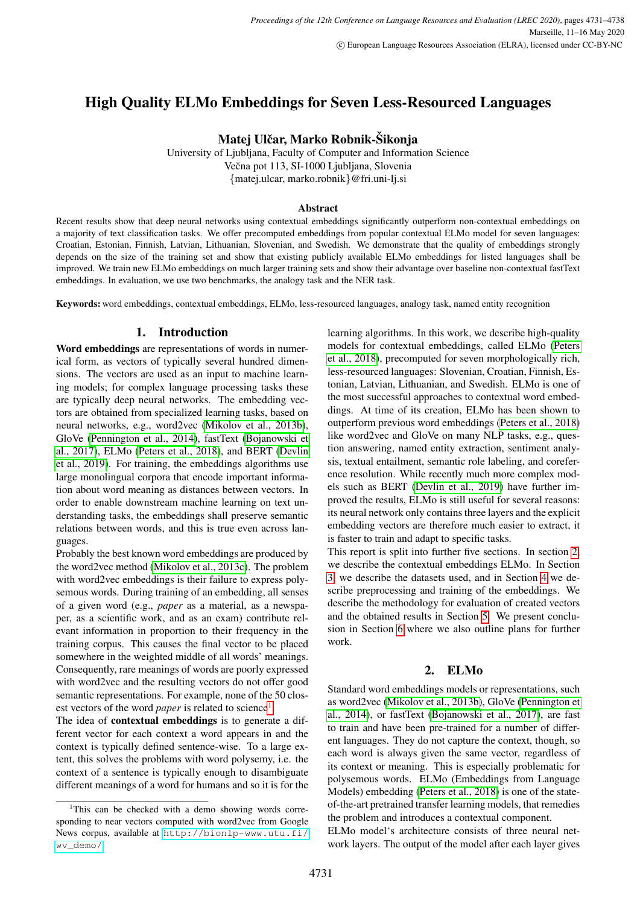# High Quality ELMo Embeddings for Seven Less-Resourced Languages

**Matej Ulčar, Marko Robnik-Šikonja**

University of Ljubljana, Faculty of Computer and Information Science
Večna pot 113, SI-1000 Ljubljana, Slovenia
{matej.ulcar, marko.robnik}@fri.uni-lj.si

### Abstract

Recent results show that deep neural networks using contextual embeddings significantly outperform non-contextual embeddings on a majority of text classification tasks. We offer precomputed embeddings from popular contextual ELMo model for seven languages: Croatian, Estonian, Finnish, Latvian, Lithuanian, Slovenian, and Swedish. We demonstrate that the quality of embeddings strongly depends on the size of the training set and show that existing publicly available ELMo embeddings for listed languages shall be improved. We train new ELMo embeddings on much larger training sets and show their advantage over baseline non-contextual fastText embeddings. In evaluation, we use two benchmarks, the analogy task and the NER task.

**Keywords:** word embeddings, contextual embeddings, ELMo, less-resourced languages, analogy task, named entity recognition

## 1. Introduction

**Word embeddings** are representations of words in numerical form, as vectors of typically several hundred dimensions. The vectors are used as an input to machine learning models; for complex language processing tasks these are typically deep neural networks. The embedding vectors are obtained from specialized learning tasks, based on neural networks, e.g., word2vec (Mikolov et al., 2013b), GloVe (Pennington et al., 2014), fastText (Bojanowski et al., 2017), ELMo (Peters et al., 2018), and BERT (Devlin et al., 2019). For training, the embeddings algorithms use large monolingual corpora that encode important information about word meaning as distances between vectors. In order to enable downstream machine learning on text understanding tasks, the embeddings shall preserve semantic relations between words, and this is true even across languages.

Probably the best known word embeddings are produced by the word2vec method (Mikolov et al., 2013c). The problem with word2vec embeddings is their failure to express polysemous words. During training of an embedding, all senses of a given word (e.g., *paper* as a material, as a newspaper, as a scientific work, and as an exam) contribute relevant information in proportion to their frequency in the training corpus. This causes the final vector to be placed somewhere in the weighted middle of all words' meanings. Consequently, rare meanings of words are poorly expressed with word2vec and the resulting vectors do not offer good semantic representations. For example, none of the 50 closest vectors of the word *paper* is related to science[1].

The idea of **contextual embeddings** is to generate a different vector for each context a word appears in and the context is typically defined sentence-wise. To a large extent, this solves the problems with word polysemy, i.e. the context of a sentence is typically enough to disambiguate different meanings of a word for humans and so it is for the learning algorithms. In this work, we describe high-quality models for contextual embeddings, called ELMo (Peters et al., 2018), precomputed for seven morphologically rich, less-resourced languages: Slovenian, Croatian, Finnish, Estonian, Latvian, Lithuanian, and Swedish. ELMo is one of the most successful approaches to contextual word embeddings. At time of its creation, ELMo has been shown to outperform previous word embeddings (Peters et al., 2018) like word2vec and GloVe on many NLP tasks, e.g., question answering, named entity extraction, sentiment analysis, textual entailment, semantic role labeling, and coreference resolution. While recently much more complex models such as BERT (Devlin et al., 2019) have further improved the results, ELMo is still useful for several reasons: its neural network only contains three layers and the explicit embedding vectors are therefore much easier to extract, it is faster to train and adapt to specific tasks.

This report is split into further five sections. In section 2, we describe the contextual embeddings ELMo. In Section 3, we describe the datasets used, and in Section 4 we describe preprocessing and training of the embeddings. We describe the methodology for evaluation of created vectors and the obtained results in Section 5. We present conclusion in Section 6 where we also outline plans for further work.

## 2. ELMo

Standard word embeddings models or representations, such as word2vec (Mikolov et al., 2013b), GloVe (Pennington et al., 2014), or fastText (Bojanowski et al., 2017), are fast to train and have been pre-trained for a number of different languages. They do not capture the context, though, so each word is always given the same vector, regardless of its context or meaning. This is especially problematic for polysemous words. ELMo (Embeddings from Language Models) embedding (Peters et al., 2018) is one of the state-of-the-art pretrained transfer learning models, that remedies the problem and introduces a contextual component.

ELMo model's architecture consists of three neural network layers. The output of the model after each layer gives

[1]This can be checked with a demo showing words corresponding to near vectors computed with word2vec from Google News corpus, available at http://bionlp-www.utu.fi/wv_demo/.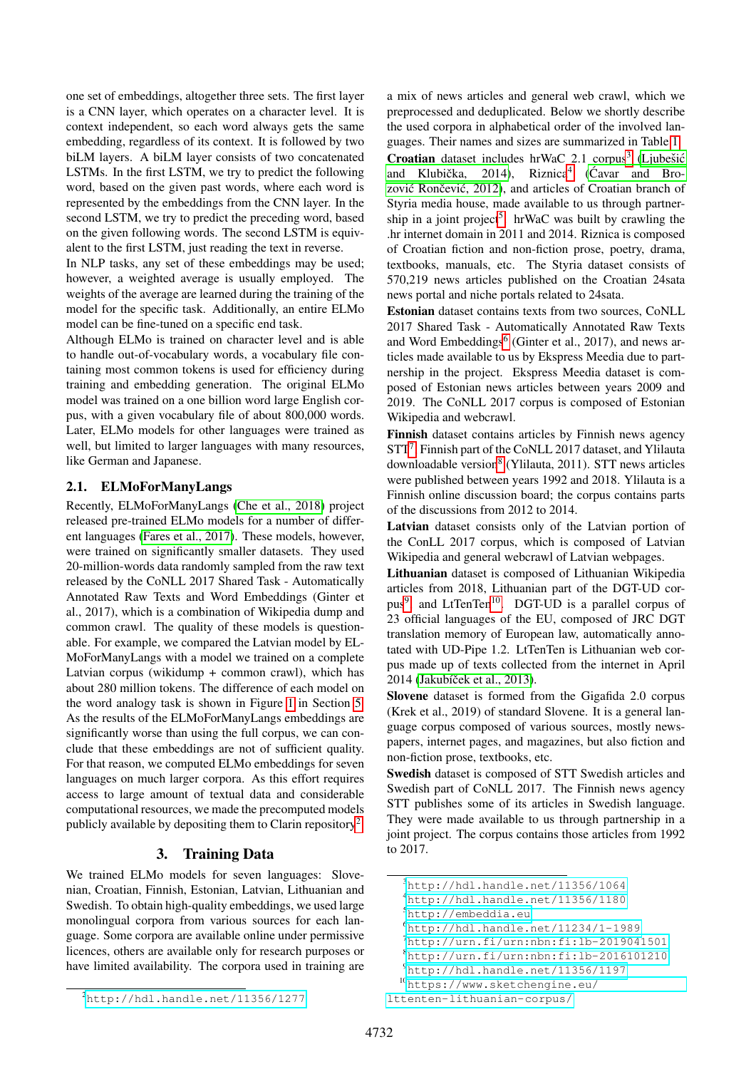one set of embeddings, altogether three sets. The first layer is a CNN layer, which operates on a character level. It is context independent, so each word always gets the same embedding, regardless of its context. It is followed by two biLM layers. A biLM layer consists of two concatenated LSTMs. In the first LSTM, we try to predict the following word, based on the given past words, where each word is represented by the embeddings from the CNN layer. In the second LSTM, we try to predict the preceding word, based on the given following words. The second LSTM is equivalent to the first LSTM, just reading the text in reverse.

In NLP tasks, any set of these embeddings may be used; however, a weighted average is usually employed. The weights of the average are learned during the training of the model for the specific task. Additionally, an entire ELMo model can be fine-tuned on a specific end task.

Although ELMo is trained on character level and is able to handle out-of-vocabulary words, a vocabulary file containing most common tokens is used for efficiency during training and embedding generation. The original ELMo model was trained on a one billion word large English corpus, with a given vocabulary file of about 800,000 words. Later, ELMo models for other languages were trained as well, but limited to larger languages with many resources, like German and Japanese.

### 2.1. ELMoForManyLangs

Recently, ELMoForManyLangs (Che et al., 2018) project released pre-trained ELMo models for a number of different languages (Fares et al., 2017). These models, however, were trained on significantly smaller datasets. They used 20-million-words data randomly sampled from the raw text released by the CoNLL 2017 Shared Task - Automatically Annotated Raw Texts and Word Embeddings (Ginter et al., 2017), which is a combination of Wikipedia dump and common crawl. The quality of these models is questionable. For example, we compared the Latvian model by ELMoForManyLangs with a model we trained on a complete Latvian corpus (wikidump + common crawl), which has about 280 million tokens. The difference of each model on the word analogy task is shown in Figure 1 in Section 5. As the results of the ELMoForManyLangs embeddings are significantly worse than using the full corpus, we can conclude that these embeddings are not of sufficient quality. For that reason, we computed ELMo embeddings for seven languages on much larger corpora. As this effort requires access to large amount of textual data and considerable computational resources, we made the precomputed models publicly available by depositing them to Clarin repository[2].

## 3. Training Data

We trained ELMo models for seven languages: Slovenian, Croatian, Finnish, Estonian, Latvian, Lithuanian and Swedish. To obtain high-quality embeddings, we used large monolingual corpora from various sources for each language. Some corpora are available online under permissive licences, others are available only for research purposes or have limited availability. The corpora used in training are a mix of news articles and general web crawl, which we preprocessed and deduplicated. Below we shortly describe the used corpora in alphabetical order of the involved languages. Their names and sizes are summarized in Table 1.

**Croatian** dataset includes hrWaC 2.1 corpus[3] (Ljubešić and Klubička, 2014), Riznica[4] (Ćavar and Brozović Rončević, 2012), and articles of Croatian branch of Styria media house, made available to us through partnership in a joint project[5]. hrWaC was built by crawling the .hr internet domain in 2011 and 2014. Riznica is composed of Croatian fiction and non-fiction prose, poetry, drama, textbooks, manuals, etc. The Styria dataset consists of 570,219 news articles published on the Croatian 24sata news portal and niche portals related to 24sata.

**Estonian** dataset contains texts from two sources, CoNLL 2017 Shared Task - Automatically Annotated Raw Texts and Word Embeddings[6] (Ginter et al., 2017), and news articles made available to us by Ekspress Meedia due to partnership in the project. Ekspress Meedia dataset is composed of Estonian news articles between years 2009 and 2019. The CoNLL 2017 corpus is composed of Estonian Wikipedia and webcrawl.

**Finnish** dataset contains articles by Finnish news agency STT[7], Finnish part of the CoNLL 2017 dataset, and Ylilauta downloadable version[8] (Ylilauta, 2011). STT news articles were published between years 1992 and 2018. Ylilauta is a Finnish online discussion board; the corpus contains parts of the discussions from 2012 to 2014.

**Latvian** dataset consists only of the Latvian portion of the ConLL 2017 corpus, which is composed of Latvian Wikipedia and general webcrawl of Latvian webpages.

**Lithuanian** dataset is composed of Lithuanian Wikipedia articles from 2018, Lithuanian part of the DGT-UD corpus[9], and LtTenTen[10]. DGT-UD is a parallel corpus of 23 official languages of the EU, composed of JRC DGT translation memory of European law, automatically annotated with UD-Pipe 1.2. LtTenTen is Lithuanian web corpus made up of texts collected from the internet in April 2014 (Jakubíček et al., 2013).

**Slovene** dataset is formed from the Gigafida 2.0 corpus (Krek et al., 2019) of standard Slovene. It is a general language corpus composed of various sources, mostly newspapers, internet pages, and magazines, but also fiction and non-fiction prose, textbooks, etc.

**Swedish** dataset is composed of STT Swedish articles and Swedish part of CoNLL 2017. The Finnish news agency STT publishes some of its articles in Swedish language. They were made available to us through partnership in a joint project. The corpus contains those articles from 1992 to 2017.

---

[2] http://hdl.handle.net/11356/1277

[3] http://hdl.handle.net/11356/1064

[4] http://hdl.handle.net/11356/1180

[5] http://embeddia.eu

[6] http://hdl.handle.net/11234/1-1989

[7] http://urn.fi/urn:nbn:fi:lb-2019041501

[8] http://urn.fi/urn:nbn:fi:lb-2016101210

[9] http://hdl.handle.net/11356/1197

[10] https://www.sketchengine.eu/lttenten-lithuanian-corpus/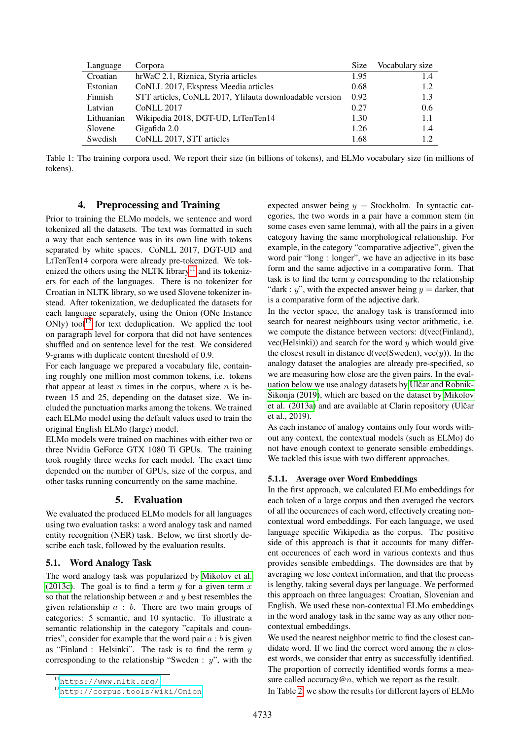| Language | Corpora | Size | Vocabulary size |
|---|---|---|---|
| Croatian | hrWaC 2.1, Riznica, Styria articles | 1.95 | 1.4 |
| Estonian | CoNLL 2017, Ekspress Meedia articles | 0.68 | 1.2 |
| Finnish | STT articles, CoNLL 2017, Ylilauta downloadable version | 0.92 | 1.3 |
| Latvian | CoNLL 2017 | 0.27 | 0.6 |
| Lithuanian | Wikipedia 2018, DGT-UD, LtTenTen14 | 1.30 | 1.1 |
| Slovene | Gigafida 2.0 | 1.26 | 1.4 |
| Swedish | CoNLL 2017, STT articles | 1.68 | 1.2 |

Table 1: The training corpora used. We report their size (in billions of tokens), and ELMo vocabulary size (in millions of tokens).

## 4. Preprocessing and Training

Prior to training the ELMo models, we sentence and word tokenized all the datasets. The text was formatted in such a way that each sentence was in its own line with tokens separated by white spaces. CoNLL 2017, DGT-UD and LtTenTen14 corpora were already pre-tokenized. We tokenized the others using the NLTK library[11] and its tokenizers for each of the languages. There is no tokenizer for Croatian in NLTK library, so we used Slovene tokenizer instead. After tokenization, we deduplicated the datasets for each language separately, using the Onion (ONe Instance ONly) tool[12] for text deduplication. We applied the tool on paragraph level for corpora that did not have sentences shuffled and on sentence level for the rest. We considered 9-grams with duplicate content threshold of 0.9.

For each language we prepared a vocabulary file, containing roughly one million most common tokens, i.e. tokens that appear at least $n$ times in the corpus, where $n$ is between 15 and 25, depending on the dataset size. We included the punctuation marks among the tokens. We trained each ELMo model using the default values used to train the original English ELMo (large) model.

ELMo models were trained on machines with either two or three Nvidia GeForce GTX 1080 Ti GPUs. The training took roughly three weeks for each model. The exact time depended on the number of GPUs, size of the corpus, and other tasks running concurrently on the same machine.

## 5. Evaluation

We evaluated the produced ELMo models for all languages using two evaluation tasks: a word analogy task and named entity recognition (NER) task. Below, we first shortly describe each task, followed by the evaluation results.

### 5.1. Word Analogy Task

The word analogy task was popularized by Mikolov et al. (2013c). The goal is to find a term $y$ for a given term $x$ so that the relationship between $x$ and $y$ best resembles the given relationship $a : b$. There are two main groups of categories: 5 semantic, and 10 syntactic. To illustrate a semantic relationship in the category "capitals and countries", consider for example that the word pair $a : b$ is given as "Finland : Helsinki". The task is to find the term $y$ corresponding to the relationship "Sweden : $y$", with the expected answer being $y$ = Stockholm. In syntactic categories, the two words in a pair have a common stem (in some cases even same lemma), with all the pairs in a given category having the same morphological relationship. For example, in the category "comparative adjective", given the word pair "long : longer", we have an adjective in its base form and the same adjective in a comparative form. That task is to find the term $y$ corresponding to the relationship "dark : $y$", with the expected answer being $y$ = darker, that is a comparative form of the adjective dark.

In the vector space, the analogy task is transformed into search for nearest neighbours using vector arithmetic, i.e. we compute the distance between vectors: d(vec(Finland), vec(Helsinki)) and search for the word $y$ which would give the closest result in distance d(vec(Sweden), vec($y$)). In the analogy dataset the analogies are already pre-specified, so we are measuring how close are the given pairs. In the evaluation below we use analogy datasets by Ulčar and Robnik-Šikonja (2019), which are based on the dataset by Mikolov et al. (2013a) and are available at Clarin repository (Ulčar et al., 2019).

As each instance of analogy contains only four words without any context, the contextual models (such as ELMo) do not have enough context to generate sensible embeddings. We tackled this issue with two different approaches.

#### 5.1.1. Average over Word Embeddings

In the first approach, we calculated ELMo embeddings for each token of a large corpus and then averaged the vectors of all the occurences of each word, effectively creating non-contextual word embeddings. For each language, we used language specific Wikipedia as the corpus. The positive side of this approach is that it accounts for many different occurences of each word in various contexts and thus provides sensible embeddings. The downsides are that by averaging we lose context information, and that the process is lengthy, taking several days per language. We performed this approach on three languages: Croatian, Slovenian and English. We used these non-contextual ELMo embeddings in the word analogy task in the same way as any other non-contextual embeddings.

We used the nearest neighbor metric to find the closest candidate word. If we find the correct word among the $n$ closest words, we consider that entry as successfully identified. The proportion of correctly identified words forms a measure called accuracy@$n$, which we report as the result.

In Table 2, we show the results for different layers of ELMo

[11] https://www.nltk.org/

[12] http://corpus.tools/wiki/Onion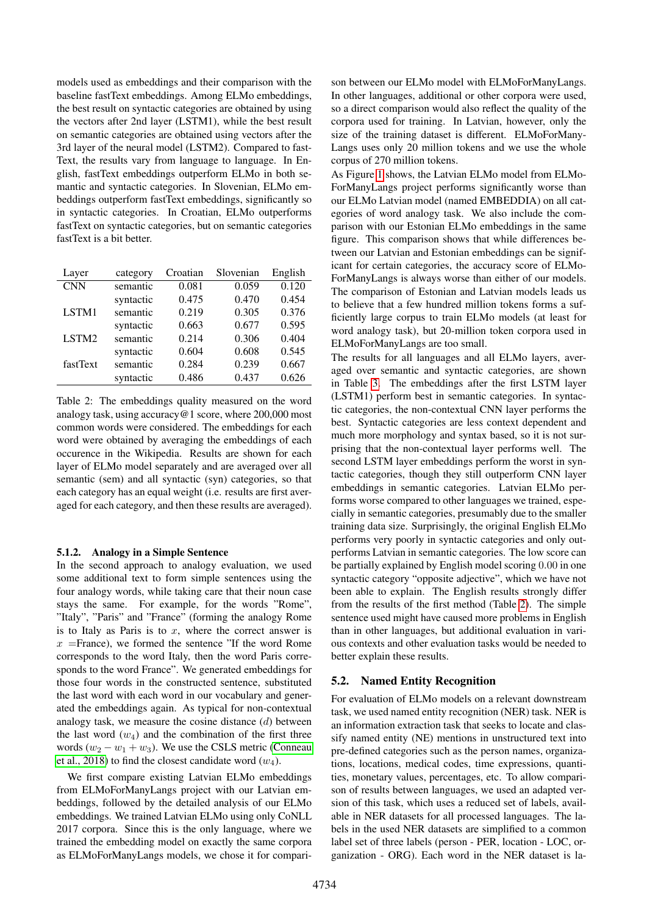models used as embeddings and their comparison with the baseline fastText embeddings. Among ELMo embeddings, the best result on syntactic categories are obtained by using the vectors after 2nd layer (LSTM1), while the best result on semantic categories are obtained using vectors after the 3rd layer of the neural model (LSTM2). Compared to fastText, the results vary from language to language. In English, fastText embeddings outperform ELMo in both semantic and syntactic categories. In Slovenian, ELMo embeddings outperform fastText embeddings, significantly so in syntactic categories. In Croatian, ELMo outperforms fastText on syntactic categories, but on semantic categories fastText is a bit better.

| Layer | category | Croatian | Slovenian | English |
|---|---|---|---|---|
| CNN | semantic | 0.081 | 0.059 | 0.120 |
| | syntactic | 0.475 | 0.470 | 0.454 |
| LSTM1 | semantic | 0.219 | 0.305 | 0.376 |
| | syntactic | 0.663 | 0.677 | 0.595 |
| LSTM2 | semantic | 0.214 | 0.306 | 0.404 |
| | syntactic | 0.604 | 0.608 | 0.545 |
| fastText | semantic | 0.284 | 0.239 | 0.667 |
| | syntactic | 0.486 | 0.437 | 0.626 |

Table 2: The embeddings quality measured on the word analogy task, using accuracy@1 score, where 200,000 most common words were considered. The embeddings for each word were obtained by averaging the embeddings of each occurence in the Wikipedia. Results are shown for each layer of ELMo model separately and are averaged over all semantic (sem) and all syntactic (syn) categories, so that each category has an equal weight (i.e. results are first averaged for each category, and then these results are averaged).

#### 5.1.2. Analogy in a Simple Sentence

In the second approach to analogy evaluation, we used some additional text to form simple sentences using the four analogy words, while taking care that their noun case stays the same. For example, for the words "Rome", "Italy", "Paris" and "France" (forming the analogy Rome is to Italy as Paris is to $x$, where the correct answer is $x$ =France), we formed the sentence "If the word Rome corresponds to the word Italy, then the word Paris corresponds to the word France". We generated embeddings for those four words in the constructed sentence, substituted the last word with each word in our vocabulary and generated the embeddings again. As typical for non-contextual analogy task, we measure the cosine distance ($d$) between the last word ($w_4$) and the combination of the first three words ($w_2 - w_1 + w_3$). We use the CSLS metric (Conneau et al., 2018) to find the closest candidate word ($w_4$).

We first compare existing Latvian ELMo embeddings from ELMoForManyLangs project with our Latvian embeddings, followed by the detailed analysis of our ELMo embeddings. We trained Latvian ELMo using only CoNLL 2017 corpora. Since this is the only language, where we trained the embedding model on exactly the same corpora as ELMoForManyLangs models, we chose it for comparison between our ELMo model with ELMoForManyLangs. In other languages, additional or other corpora were used, so a direct comparison would also reflect the quality of the corpora used for training. In Latvian, however, only the size of the training dataset is different. ELMoForManyLangs uses only 20 million tokens and we use the whole corpus of 270 million tokens.

As Figure 1 shows, the Latvian ELMo model from ELMoForManyLangs project performs significantly worse than our ELMo Latvian model (named EMBEDDIA) on all categories of word analogy task. We also include the comparison with our Estonian ELMo embeddings in the same figure. This comparison shows that while differences between our Latvian and Estonian embeddings can be significant for certain categories, the accuracy score of ELMoForManyLangs is always worse than either of our models. The comparison of Estonian and Latvian models leads us to believe that a few hundred million tokens forms a sufficiently large corpus to train ELMo models (at least for word analogy task), but 20-million token corpora used in ELMoForManyLangs are too small.

The results for all languages and all ELMo layers, averaged over semantic and syntactic categories, are shown in Table 3. The embeddings after the first LSTM layer (LSTM1) perform best in semantic categories. In syntactic categories, the non-contextual CNN layer performs the best. Syntactic categories are less context dependent and much more morphology and syntax based, so it is not surprising that the non-contextual layer performs well. The second LSTM layer embeddings perform the worst in syntactic categories, though they still outperform CNN layer embeddings in semantic categories. Latvian ELMo performs worse compared to other languages we trained, especially in semantic categories, presumably due to the smaller training data size. Surprisingly, the original English ELMo performs very poorly in syntactic categories and only outperforms Latvian in semantic categories. The low score can be partially explained by English model scoring 0.00 in one syntactic category "opposite adjective", which we have not been able to explain. The English results strongly differ from the results of the first method (Table 2). The simple sentence used might have caused more problems in English than in other languages, but additional evaluation in various contexts and other evaluation tasks would be needed to better explain these results.

### 5.2. Named Entity Recognition

For evaluation of ELMo models on a relevant downstream task, we used named entity recognition (NER) task. NER is an information extraction task that seeks to locate and classify named entity (NE) mentions in unstructured text into pre-defined categories such as the person names, organizations, locations, medical codes, time expressions, quantities, monetary values, percentages, etc. To allow comparison of results between languages, we used an adapted version of this task, which uses a reduced set of labels, available in NER datasets for all processed languages. The labels in the used NER datasets are simplified to a common label set of three labels (person - PER, location - LOC, organization - ORG). Each word in the NER dataset is la-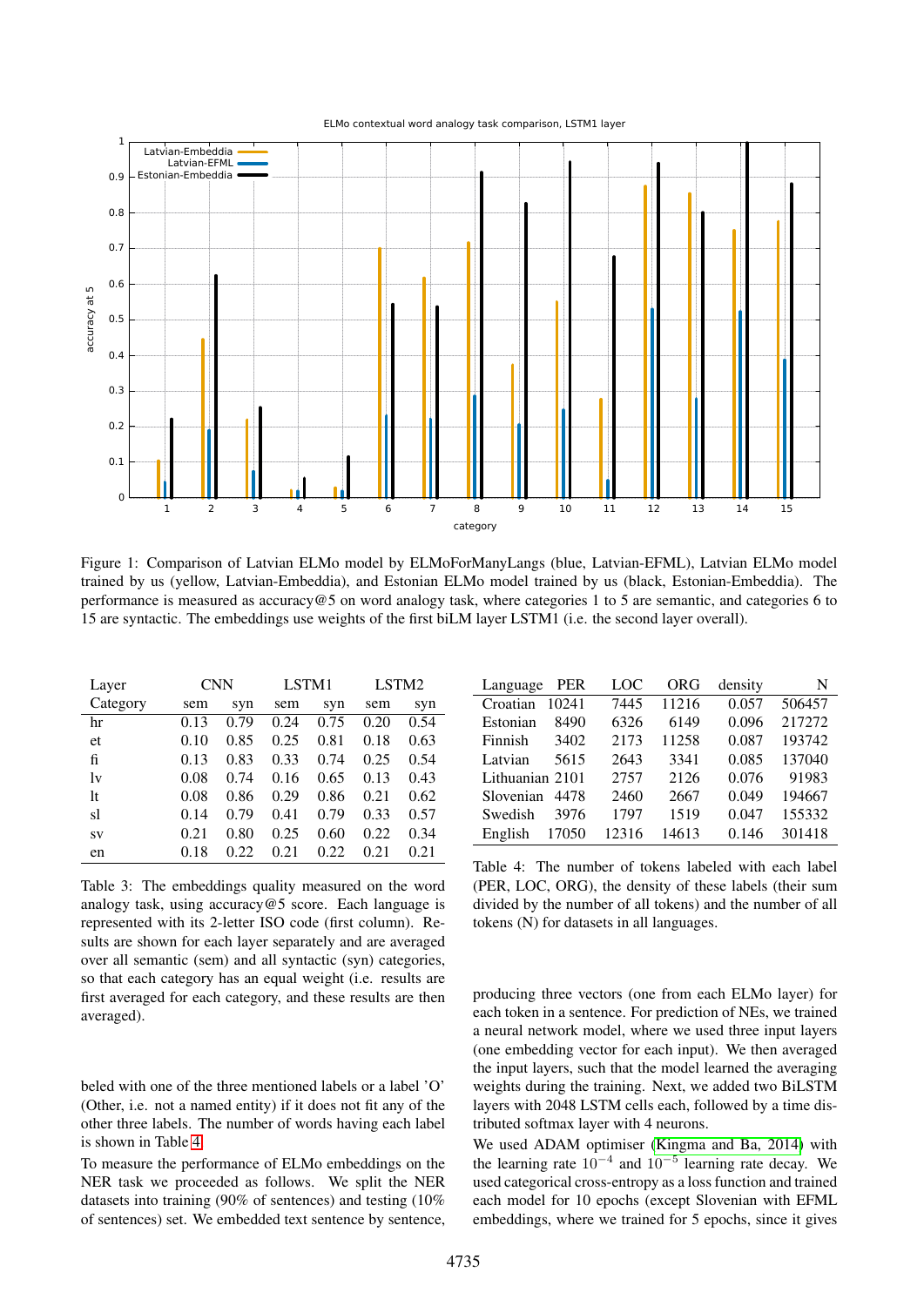Figure 1: Comparison of Latvian ELMo model by ELMoForManyLangs (blue, Latvian-EFML), Latvian ELMo model trained by us (yellow, Latvian-Embeddia), and Estonian ELMo model trained by us (black, Estonian-Embeddia). The performance is measured as accuracy@5 on word analogy task, where categories 1 to 5 are semantic, and categories 6 to 15 are syntactic. The embeddings use weights of the first biLM layer LSTM1 (i.e. the second layer overall).

| Layer | CNN | | LSTM1 | | LSTM2 | |
|---|---|---|---|---|---|---|
| Category | sem | syn | sem | syn | sem | syn |
| hr | 0.13 | 0.79 | 0.24 | 0.75 | 0.20 | 0.54 |
| et | 0.10 | 0.85 | 0.25 | 0.81 | 0.18 | 0.63 |
| fi | 0.13 | 0.83 | 0.33 | 0.74 | 0.25 | 0.54 |
| lv | 0.08 | 0.74 | 0.16 | 0.65 | 0.13 | 0.43 |
| lt | 0.08 | 0.86 | 0.29 | 0.86 | 0.21 | 0.62 |
| sl | 0.14 | 0.79 | 0.41 | 0.79 | 0.33 | 0.57 |
| sv | 0.21 | 0.80 | 0.25 | 0.60 | 0.22 | 0.34 |
| en | 0.18 | 0.22 | 0.21 | 0.22 | 0.21 | 0.21 |

Table 3: The embeddings quality measured on the word analogy task, using accuracy@5 score. Each language is represented with its 2-letter ISO code (first column). Results are shown for each layer separately and are averaged over all semantic (sem) and all syntactic (syn) categories, so that each category has an equal weight (i.e. results are first averaged for each category, and these results are then averaged).

beled with one of the three mentioned labels or a label 'O' (Other, i.e. not a named entity) if it does not fit any of the other three labels. The number of words having each label is shown in Table 4.

To measure the performance of ELMo embeddings on the NER task we proceeded as follows. We split the NER datasets into training (90% of sentences) and testing (10% of sentences) set. We embedded text sentence by sentence, producing three vectors (one from each ELMo layer) for each token in a sentence. For prediction of NEs, we trained a neural network model, where we used three input layers (one embedding vector for each input). We then averaged the input layers, such that the model learned the averaging weights during the training. Next, we added two BiLSTM layers with 2048 LSTM cells each, followed by a time distributed softmax layer with 4 neurons.

| Language | PER | LOC | ORG | density | N |
|---|---|---|---|---|---|
| Croatian | 10241 | 7445 | 11216 | 0.057 | 506457 |
| Estonian | 8490 | 6326 | 6149 | 0.096 | 217272 |
| Finnish | 3402 | 2173 | 11258 | 0.087 | 193742 |
| Latvian | 5615 | 2643 | 3341 | 0.085 | 137040 |
| Lithuanian | 2101 | 2757 | 2126 | 0.076 | 91983 |
| Slovenian | 4478 | 2460 | 2667 | 0.049 | 194667 |
| Swedish | 3976 | 1797 | 1519 | 0.047 | 155332 |
| English | 17050 | 12316 | 14613 | 0.146 | 301418 |

Table 4: The number of tokens labeled with each label (PER, LOC, ORG), the density of these labels (their sum divided by the number of all tokens) and the number of all tokens (N) for datasets in all languages.

We used ADAM optimiser (Kingma and Ba, 2014) with the learning rate $10^{-4}$ and $10^{-5}$ learning rate decay. We used categorical cross-entropy as a loss function and trained each model for 10 epochs (except Slovenian with EFML embeddings, where we trained for 5 epochs, since it gives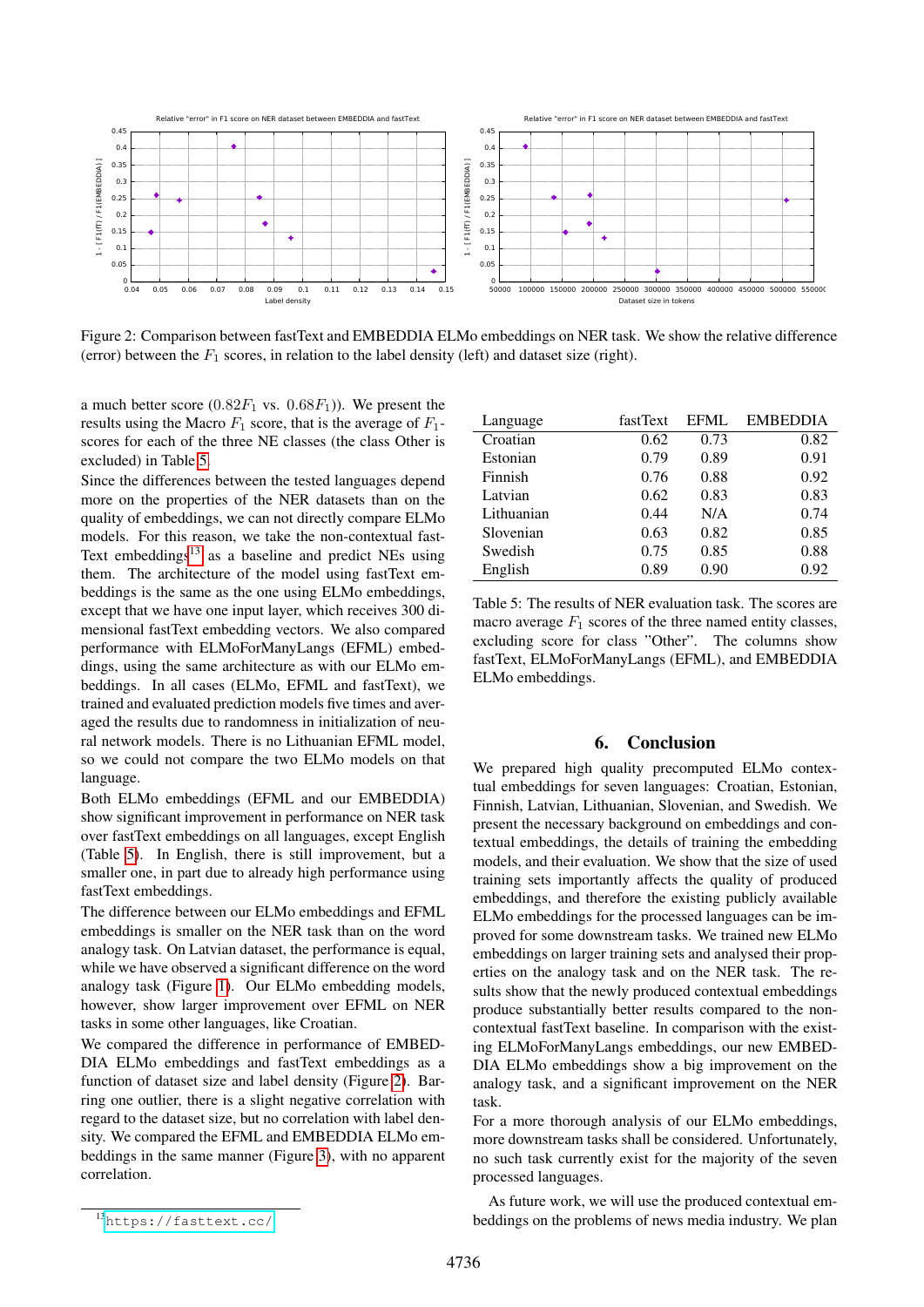Figure 2: Comparison between fastText and EMBEDDIA ELMo embeddings on NER task. We show the relative difference (error) between the $F_1$ scores, in relation to the label density (left) and dataset size (right).

a much better score ($0.82 F_1$ vs. $0.68 F_1$)). We present the results using the Macro $F_1$ score, that is the average of $F_1$-scores for each of the three NE classes (the class Other is excluded) in Table 5.

Since the differences between the tested languages depend more on the properties of the NER datasets than on the quality of embeddings, we can not directly compare ELMo models. For this reason, we take the non-contextual fastText embeddings[13] as a baseline and predict NEs using them. The architecture of the model using fastText embeddings is the same as the one using ELMo embeddings, except that we have one input layer, which receives 300 dimensional fastText embedding vectors. We also compared performance with ELMoForManyLangs (EFML) embeddings, using the same architecture as with our ELMo embeddings. In all cases (ELMo, EFML and fastText), we trained and evaluated prediction models five times and averaged the results due to randomness in initialization of neural network models. There is no Lithuanian EFML model, so we could not compare the two ELMo models on that language.

Both ELMo embeddings (EFML and our EMBEDDIA) show significant improvement in performance on NER task over fastText embeddings on all languages, except English (Table 5). In English, there is still improvement, but a smaller one, in part due to already high performance using fastText embeddings.

The difference between our ELMo embeddings and EFML embeddings is smaller on the NER task than on the word analogy task. On Latvian dataset, the performance is equal, while we have observed a significant difference on the word analogy task (Figure 1). Our ELMo embedding models, however, show larger improvement over EFML on NER tasks in some other languages, like Croatian.

We compared the difference in performance of EMBEDDIA ELMo embeddings and fastText embeddings as a function of dataset size and label density (Figure 2). Barring one outlier, there is a slight negative correlation with regard to the dataset size, but no correlation with label density. We compared the EFML and EMBEDDIA ELMo embeddings in the same manner (Figure 3), with no apparent correlation.

[13] https://fasttext.cc/

| Language | fastText | EFML | EMBEDDIA |
|---|---|---|---|
| Croatian | 0.62 | 0.73 | 0.82 |
| Estonian | 0.79 | 0.89 | 0.91 |
| Finnish | 0.76 | 0.88 | 0.92 |
| Latvian | 0.62 | 0.83 | 0.83 |
| Lithuanian | 0.44 | N/A | 0.74 |
| Slovenian | 0.63 | 0.82 | 0.85 |
| Swedish | 0.75 | 0.85 | 0.88 |
| English | 0.89 | 0.90 | 0.92 |

Table 5: The results of NER evaluation task. The scores are macro average $F_1$ scores of the three named entity classes, excluding score for class "Other". The columns show fastText, ELMoForManyLangs (EFML), and EMBEDDIA ELMo embeddings.

## 6. Conclusion

We prepared high quality precomputed ELMo contextual embeddings for seven languages: Croatian, Estonian, Finnish, Latvian, Lithuanian, Slovenian, and Swedish. We present the necessary background on embeddings and contextual embeddings, the details of training the embedding models, and their evaluation. We show that the size of used training sets importantly affects the quality of produced embeddings, and therefore the existing publicly available ELMo embeddings for the processed languages can be improved for some downstream tasks. We trained new ELMo embeddings on larger training sets and analysed their properties on the analogy task and on the NER task. The results show that the newly produced contextual embeddings produce substantially better results compared to the non-contextual fastText baseline. In comparison with the existing ELMoForManyLangs embeddings, our new EMBEDDIA ELMo embeddings show a big improvement on the analogy task, and a significant improvement on the NER task.

For a more thorough analysis of our ELMo embeddings, more downstream tasks shall be considered. Unfortunately, no such task currently exist for the majority of the seven processed languages.

As future work, we will use the produced contextual embeddings on the problems of news media industry. We plan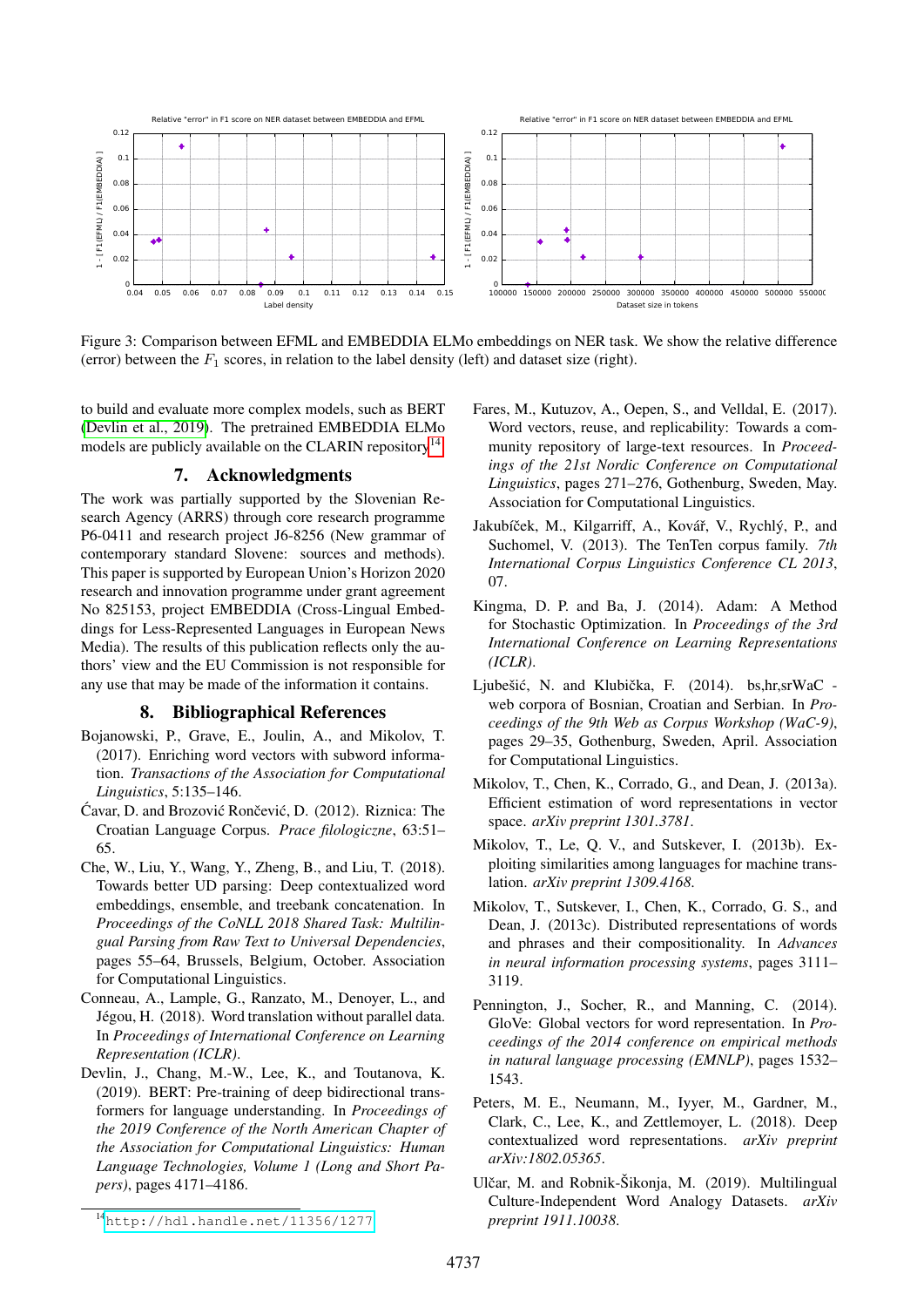Figure 3: Comparison between EFML and EMBEDDIA ELMo embeddings on NER task. We show the relative difference (error) between the $F_1$ scores, in relation to the label density (left) and dataset size (right).

to build and evaluate more complex models, such as BERT (Devlin et al., 2019). The pretrained EMBEDDIA ELMo models are publicly available on the CLARIN repository[14].

## 7. Acknowledgments

The work was partially supported by the Slovenian Research Agency (ARRS) through core research programme P6-0411 and research project J6-8256 (New grammar of contemporary standard Slovene: sources and methods). This paper is supported by European Union's Horizon 2020 research and innovation programme under grant agreement No 825153, project EMBEDDIA (Cross-Lingual Embeddings for Less-Represented Languages in European News Media). The results of this publication reflects only the authors' view and the EU Commission is not responsible for any use that may be made of the information it contains.

## 8. Bibliographical References

Bojanowski, P., Grave, E., Joulin, A., and Mikolov, T. (2017). Enriching word vectors with subword information. *Transactions of the Association for Computational Linguistics*, 5:135–146.

Ćavar, D. and Brozović Rončević, D. (2012). Riznica: The Croatian Language Corpus. *Prace filologiczne*, 63:51–65.

Che, W., Liu, Y., Wang, Y., Zheng, B., and Liu, T. (2018). Towards better UD parsing: Deep contextualized word embeddings, ensemble, and treebank concatenation. In *Proceedings of the CoNLL 2018 Shared Task: Multilingual Parsing from Raw Text to Universal Dependencies*, pages 55–64, Brussels, Belgium, October. Association for Computational Linguistics.

Conneau, A., Lample, G., Ranzato, M., Denoyer, L., and Jégou, H. (2018). Word translation without parallel data. In *Proceedings of International Conference on Learning Representation (ICLR)*.

Devlin, J., Chang, M.-W., Lee, K., and Toutanova, K. (2019). BERT: Pre-training of deep bidirectional transformers for language understanding. In *Proceedings of the 2019 Conference of the North American Chapter of the Association for Computational Linguistics: Human Language Technologies, Volume 1 (Long and Short Papers)*, pages 4171–4186.

Fares, M., Kutuzov, A., Oepen, S., and Velldal, E. (2017). Word vectors, reuse, and replicability: Towards a community repository of large-text resources. In *Proceedings of the 21st Nordic Conference on Computational Linguistics*, pages 271–276, Gothenburg, Sweden, May. Association for Computational Linguistics.

Jakubíček, M., Kilgarriff, A., Kovář, V., Rychlý, P., and Suchomel, V. (2013). The TenTen corpus family. *7th International Corpus Linguistics Conference CL 2013*, 07.

Kingma, D. P. and Ba, J. (2014). Adam: A Method for Stochastic Optimization. In *Proceedings of the 3rd International Conference on Learning Representations (ICLR)*.

Ljubešić, N. and Klubička, F. (2014). bs,hr,srWaC - web corpora of Bosnian, Croatian and Serbian. In *Proceedings of the 9th Web as Corpus Workshop (WaC-9)*, pages 29–35, Gothenburg, Sweden, April. Association for Computational Linguistics.

Mikolov, T., Chen, K., Corrado, G., and Dean, J. (2013a). Efficient estimation of word representations in vector space. *arXiv preprint 1301.3781*.

Mikolov, T., Le, Q. V., and Sutskever, I. (2013b). Exploiting similarities among languages for machine translation. *arXiv preprint 1309.4168*.

Mikolov, T., Sutskever, I., Chen, K., Corrado, G. S., and Dean, J. (2013c). Distributed representations of words and phrases and their compositionality. In *Advances in neural information processing systems*, pages 3111–3119.

Pennington, J., Socher, R., and Manning, C. (2014). GloVe: Global vectors for word representation. In *Proceedings of the 2014 conference on empirical methods in natural language processing (EMNLP)*, pages 1532–1543.

Peters, M. E., Neumann, M., Iyyer, M., Gardner, M., Clark, C., Lee, K., and Zettlemoyer, L. (2018). Deep contextualized word representations. *arXiv preprint arXiv:1802.05365*.

Ulčar, M. and Robnik-Šikonja, M. (2019). Multilingual Culture-Independent Word Analogy Datasets. *arXiv preprint 1911.10038*.

[14] http://hdl.handle.net/11356/1277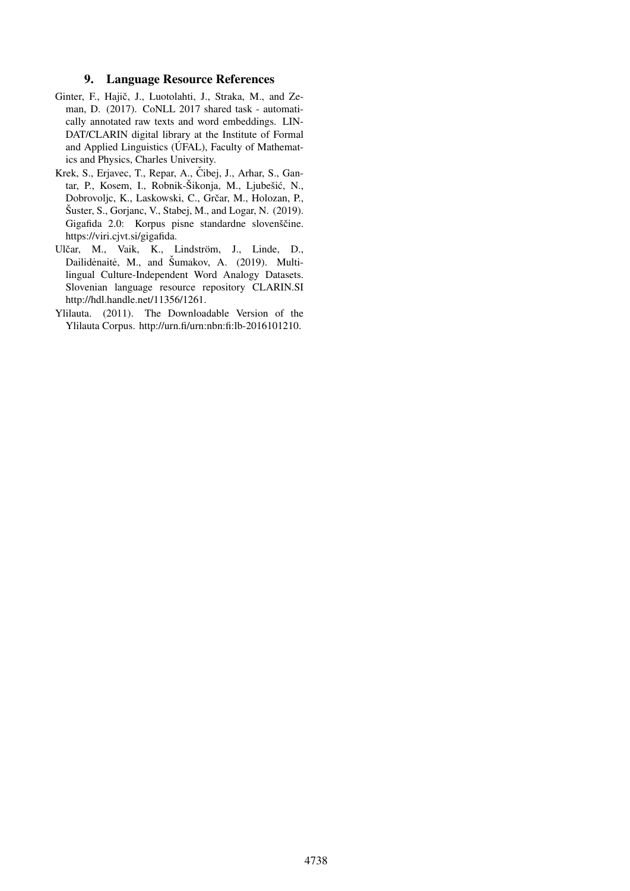## 9. Language Resource References

Ginter, F., Hajič, J., Luotolahti, J., Straka, M., and Zeman, D. (2017). CoNLL 2017 shared task - automatically annotated raw texts and word embeddings. LINDAT/CLARIN digital library at the Institute of Formal and Applied Linguistics (ÚFAL), Faculty of Mathematics and Physics, Charles University.

Krek, S., Erjavec, T., Repar, A., Čibej, J., Arhar, S., Gantar, P., Kosem, I., Robnik-Šikonja, M., Ljubešić, N., Dobrovoljc, K., Laskowski, C., Grčar, M., Holozan, P., Šuster, S., Gorjanc, V., Stabej, M., and Logar, N. (2019). Gigafida 2.0: Korpus pisne standardne slovenščine. https://viri.cjvt.si/gigafida.

Ulčar, M., Vaik, K., Lindström, J., Linde, D., Dailidėnaitė, M., and Šumakov, A. (2019). Multilingual Culture-Independent Word Analogy Datasets. Slovenian language resource repository CLARIN.SI http://hdl.handle.net/11356/1261.

Ylilauta. (2011). The Downloadable Version of the Ylilauta Corpus. http://urn.fi/urn:nbn:fi:lb-2016101210.